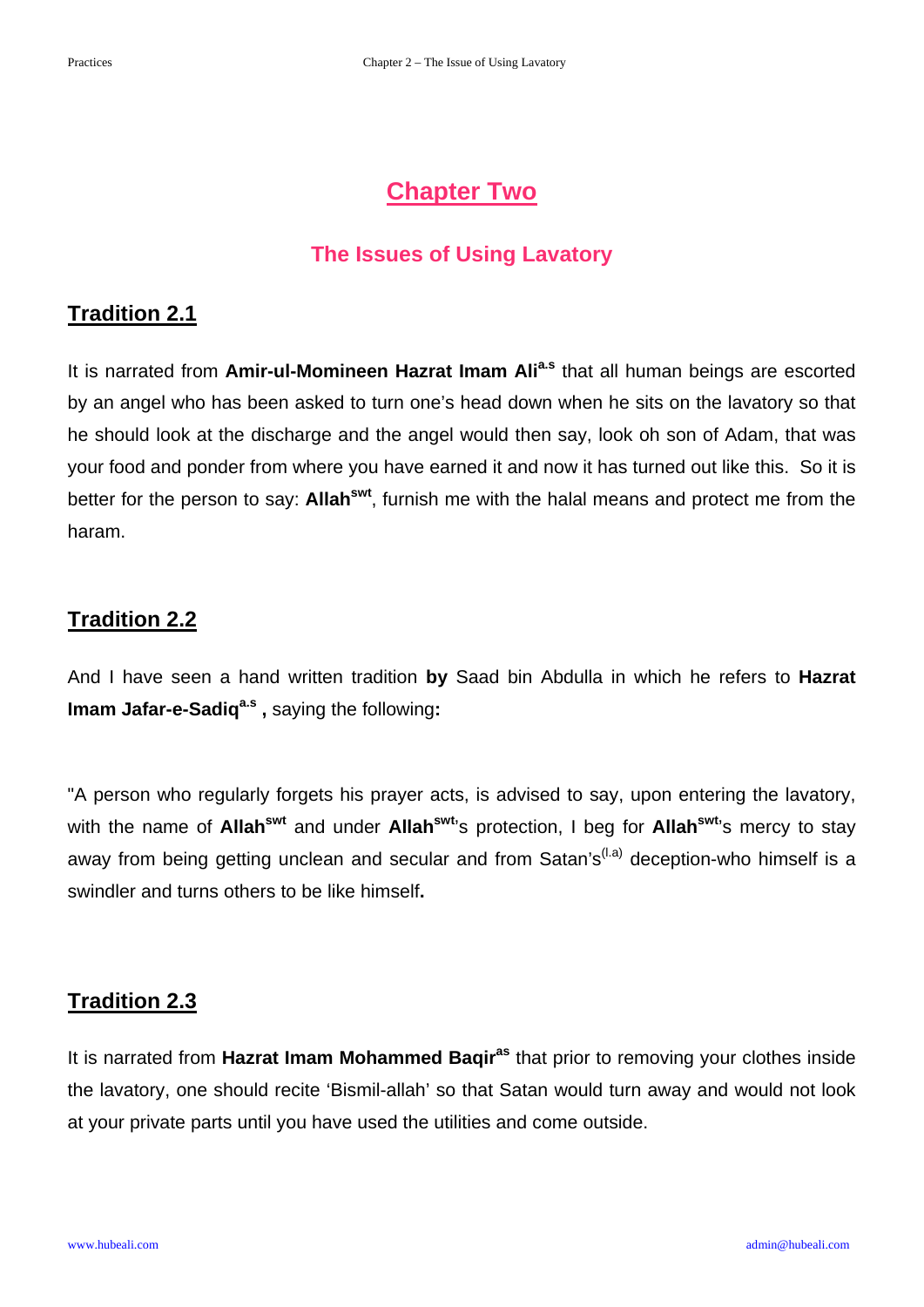# Chapter Two

## The Issues of Using Lavatory

### Tradition 2.1

It is narrated from **Amir-ul-Momineen Hazrat Imam Ali**[a.s] that all human beings are escorted by an angel who has been asked to turn one's head down when he sits on the lavatory so that he should look at the discharge and the angel would then say, look oh son of Adam, that was your food and ponder from where you have earned it and now it has turned out like this. So it is better for the person to say: **Allah**[swt], furnish me with the halal means and protect me from the haram.

### Tradition 2.2

And I have seen a hand written tradition **by** Saad bin Abdulla in which he refers to **Hazrat Imam Jafar-e-Sadiq**[a.s] **,** saying the following**:**

"A person who regularly forgets his prayer acts, is advised to say, upon entering the lavatory, with the name of **Allah**[swt] and under **Allah**[swt]'s protection, I beg for **Allah**[swt]'s mercy to stay away from being getting unclean and secular and from Satan's[l.a] deception-who himself is a swindler and turns others to be like himself**.**

### Tradition 2.3

It is narrated from **Hazrat Imam Mohammed Baqir**[as] that prior to removing your clothes inside the lavatory, one should recite 'Bismil-allah' so that Satan would turn away and would not look at your private parts until you have used the utilities and come outside.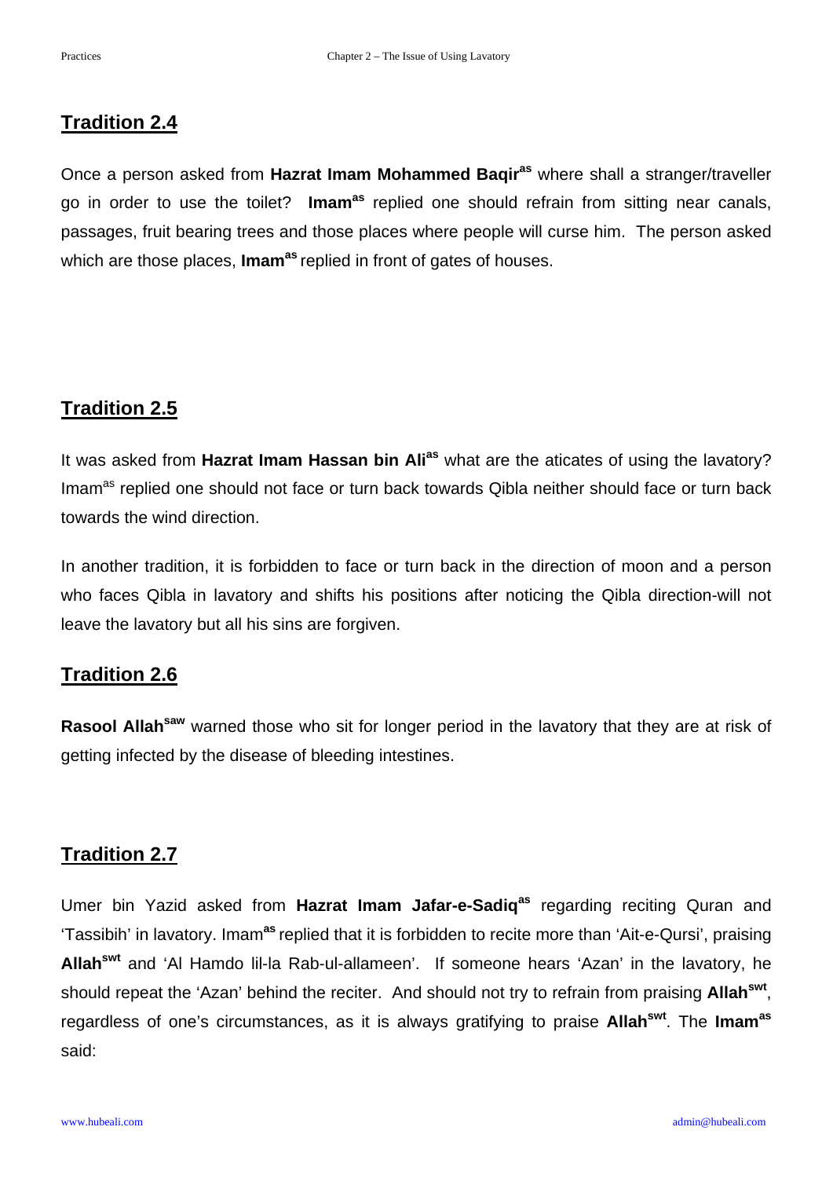## Tradition 2.4

Once a person asked from **Hazrat Imam Mohammed Baqir[as]** where shall a stranger/traveller go in order to use the toilet? **Imam[as]** replied one should refrain from sitting near canals, passages, fruit bearing trees and those places where people will curse him. The person asked which are those places, **Imam[as]** replied in front of gates of houses.

## Tradition 2.5

It was asked from **Hazrat Imam Hassan bin Ali[as]** what are the aticates of using the lavatory? Imam[as] replied one should not face or turn back towards Qibla neither should face or turn back towards the wind direction.

In another tradition, it is forbidden to face or turn back in the direction of moon and a person who faces Qibla in lavatory and shifts his positions after noticing the Qibla direction-will not leave the lavatory but all his sins are forgiven.

## Tradition 2.6

**Rasool Allah[saw]** warned those who sit for longer period in the lavatory that they are at risk of getting infected by the disease of bleeding intestines.

## Tradition 2.7

Umer bin Yazid asked from **Hazrat Imam Jafar-e-Sadiq[as]** regarding reciting Quran and 'Tassibih' in lavatory. Imam[as] replied that it is forbidden to recite more than 'Ait-e-Qursi', praising **Allah[swt]** and 'Al Hamdo lil-la Rab-ul-allameen'. If someone hears 'Azan' in the lavatory, he should repeat the 'Azan' behind the reciter. And should not try to refrain from praising **Allah[swt]**, regardless of one's circumstances, as it is always gratifying to praise **Allah[swt]**. The **Imam[as]** said: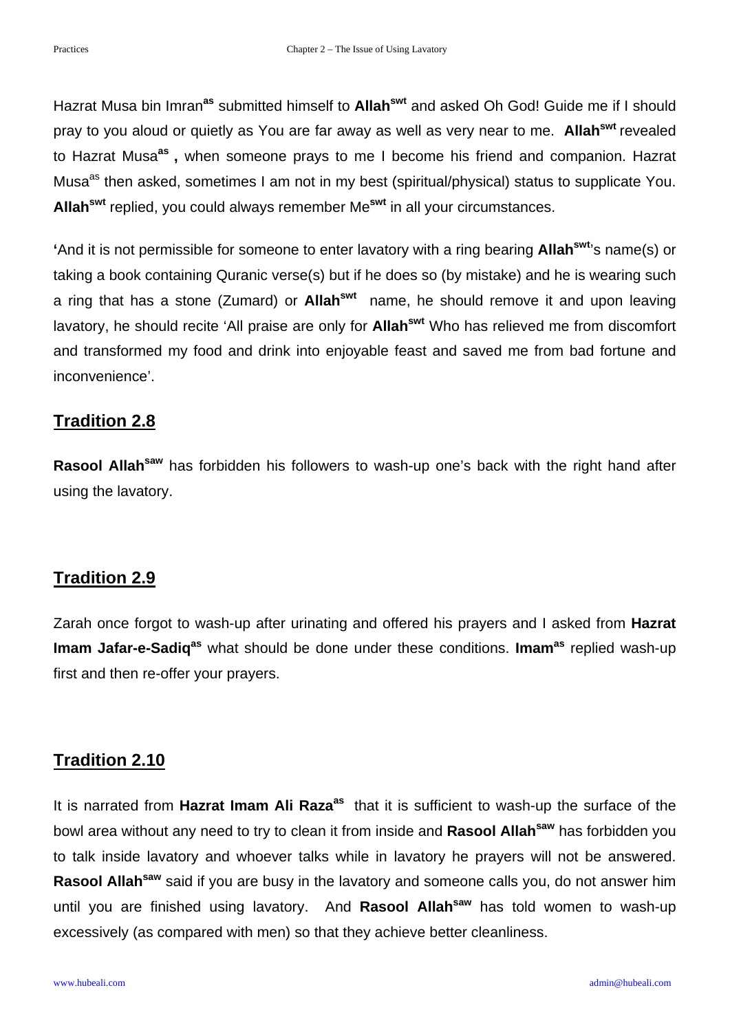Hazrat Musa bin Imran[as] submitted himself to **Allah**[swt] and asked Oh God! Guide me if I should pray to you aloud or quietly as You are far away as well as very near to me. **Allah**[swt] revealed to Hazrat Musa[as] **,** when someone prays to me I become his friend and companion. Hazrat Musa[as] then asked, sometimes I am not in my best (spiritual/physical) status to supplicate You. **Allah**[swt] replied, you could always remember Me[swt] in all your circumstances.

**'**And it is not permissible for someone to enter lavatory with a ring bearing **Allah**[swt]'s name(s) or taking a book containing Quranic verse(s) but if he does so (by mistake) and he is wearing such a ring that has a stone (Zumard) or **Allah**[swt] name, he should remove it and upon leaving lavatory, he should recite 'All praise are only for **Allah**[swt] Who has relieved me from discomfort and transformed my food and drink into enjoyable feast and saved me from bad fortune and inconvenience'.

## Tradition 2.8

**Rasool Allah**[saw] has forbidden his followers to wash-up one's back with the right hand after using the lavatory.

## Tradition 2.9

Zarah once forgot to wash-up after urinating and offered his prayers and I asked from **Hazrat Imam Jafar-e-Sadiq**[as] what should be done under these conditions. **Imam**[as] replied wash-up first and then re-offer your prayers.

## Tradition 2.10

It is narrated from **Hazrat Imam Ali Raza**[as] that it is sufficient to wash-up the surface of the bowl area without any need to try to clean it from inside and **Rasool Allah**[saw] has forbidden you to talk inside lavatory and whoever talks while in lavatory he prayers will not be answered. **Rasool Allah**[saw] said if you are busy in the lavatory and someone calls you, do not answer him until you are finished using lavatory. And **Rasool Allah**[saw] has told women to wash-up excessively (as compared with men) so that they achieve better cleanliness.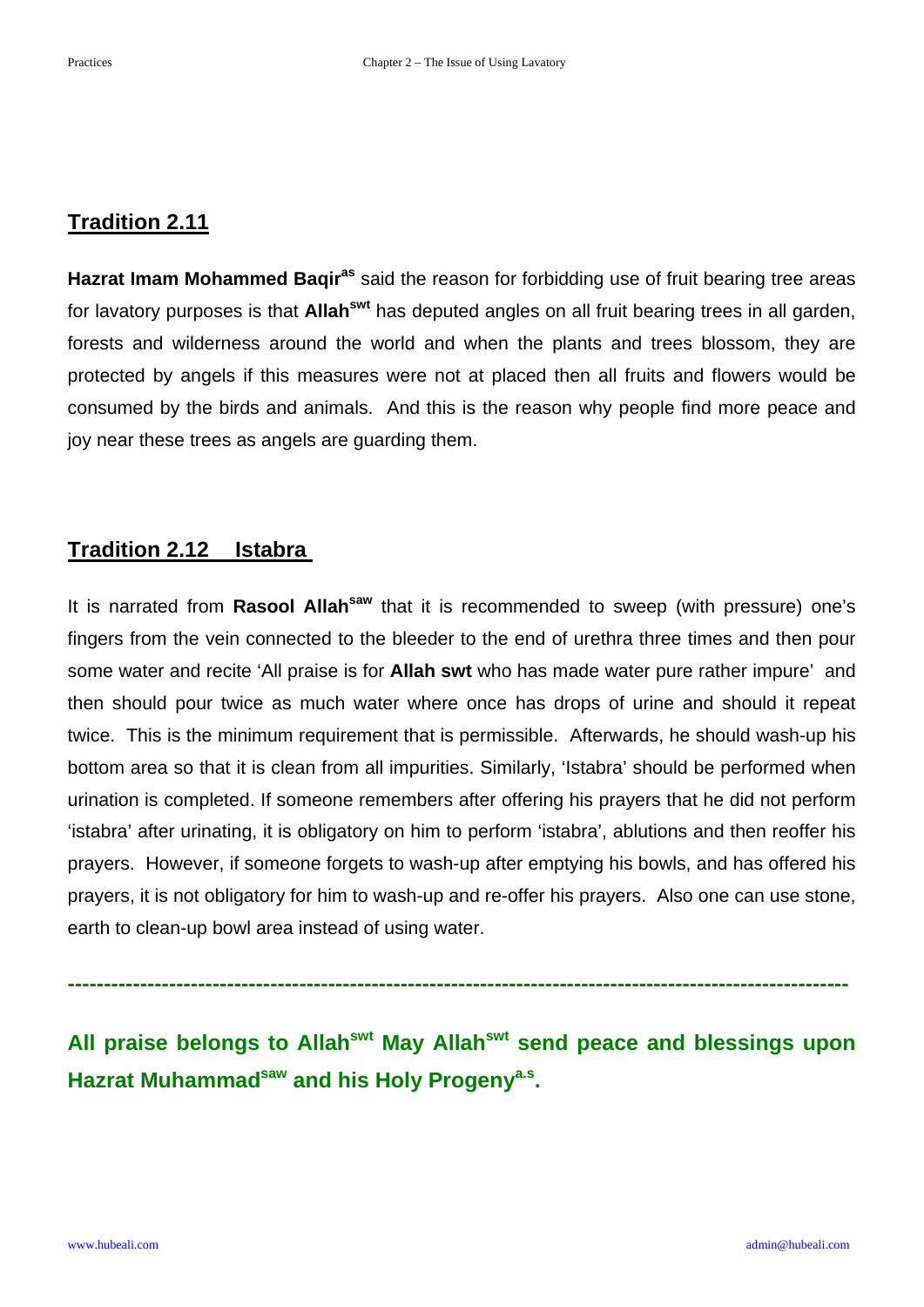## Tradition 2.11

**Hazrat Imam Mohammed Baqir**[as] said the reason for forbidding use of fruit bearing tree areas for lavatory purposes is that **Allah**[swt] has deputed angles on all fruit bearing trees in all garden, forests and wilderness around the world and when the plants and trees blossom, they are protected by angels if this measures were not at placed then all fruits and flowers would be consumed by the birds and animals. And this is the reason why people find more peace and joy near these trees as angels are guarding them.

## Tradition 2.12 Istabra

It is narrated from **Rasool Allah**[saw] that it is recommended to sweep (with pressure) one's fingers from the vein connected to the bleeder to the end of urethra three times and then pour some water and recite 'All praise is for **Allah swt** who has made water pure rather impure' and then should pour twice as much water where once has drops of urine and should it repeat twice. This is the minimum requirement that is permissible. Afterwards, he should wash-up his bottom area so that it is clean from all impurities. Similarly, 'Istabra' should be performed when urination is completed. If someone remembers after offering his prayers that he did not perform 'istabra' after urinating, it is obligatory on him to perform 'istabra', ablutions and then reoffer his prayers. However, if someone forgets to wash-up after emptying his bowls, and has offered his prayers, it is not obligatory for him to wash-up and re-offer his prayers. Also one can use stone, earth to clean-up bowl area instead of using water.

---

**All praise belongs to Allah**[swt] **May Allah**[swt] **send peace and blessings upon Hazrat Muhammad**[saw] **and his Holy Progeny**[a.s]**.**